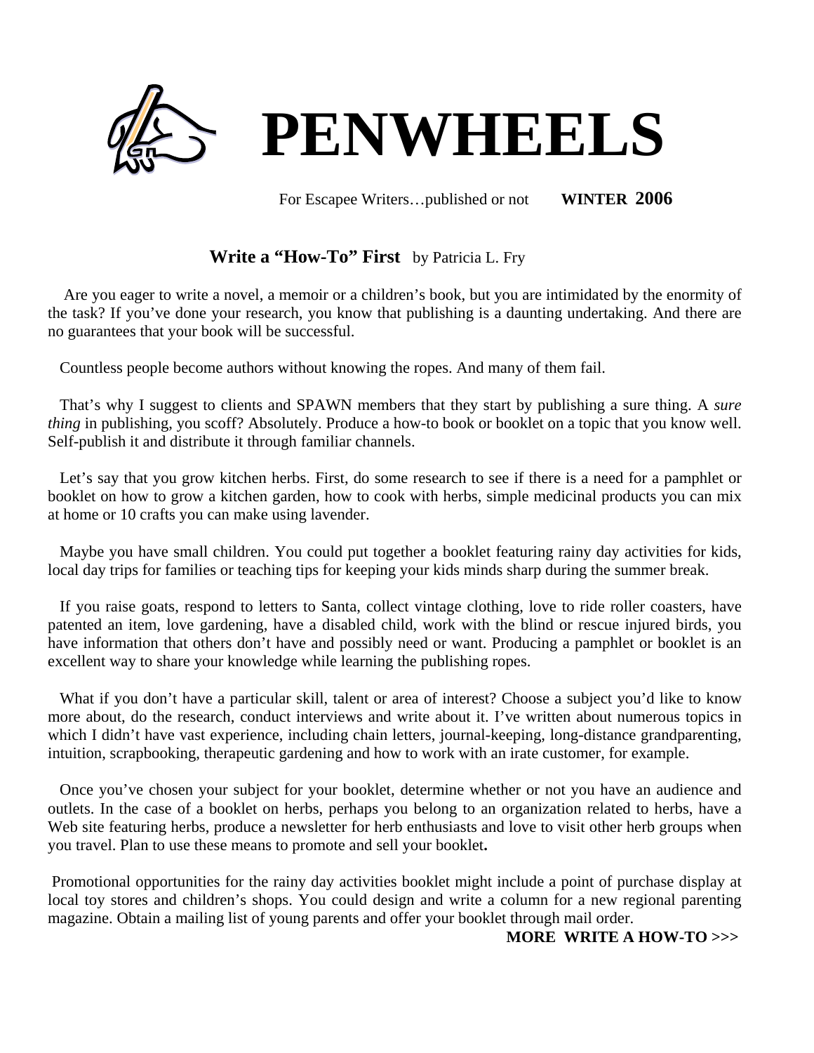# PENWHEELS

For Escapee Writers…published or not **WINTER 2006**

## **Write a "How-To" First** by Patricia L. Fry

Are you eager to write a novel, a memoir or a children's book, but you are intimidated by the enormity of the task? If you've done your research, you know that publishing is a daunting undertaking. And there are no guarantees that your book will be successful.

Countless people become authors without knowing the ropes. And many of them fail.

That's why I suggest to clients and SPAWN members that they start by publishing a sure thing. A *sure thing* in publishing, you scoff? Absolutely. Produce a how-to book or booklet on a topic that you know well. Self-publish it and distribute it through familiar channels.

Let's say that you grow kitchen herbs. First, do some research to see if there is a need for a pamphlet or booklet on how to grow a kitchen garden, how to cook with herbs, simple medicinal products you can mix at home or 10 crafts you can make using lavender.

Maybe you have small children. You could put together a booklet featuring rainy day activities for kids, local day trips for families or teaching tips for keeping your kids minds sharp during the summer break.

If you raise goats, respond to letters to Santa, collect vintage clothing, love to ride roller coasters, have patented an item, love gardening, have a disabled child, work with the blind or rescue injured birds, you have information that others don't have and possibly need or want. Producing a pamphlet or booklet is an excellent way to share your knowledge while learning the publishing ropes.

What if you don't have a particular skill, talent or area of interest? Choose a subject you'd like to know more about, do the research, conduct interviews and write about it. I've written about numerous topics in which I didn't have vast experience, including chain letters, journal-keeping, long-distance grandparenting, intuition, scrapbooking, therapeutic gardening and how to work with an irate customer, for example.

Once you've chosen your subject for your booklet, determine whether or not you have an audience and outlets. In the case of a booklet on herbs, perhaps you belong to an organization related to herbs, have a Web site featuring herbs, produce a newsletter for herb enthusiasts and love to visit other herb groups when you travel. Plan to use these means to promote and sell your booklet**.**

Promotional opportunities for the rainy day activities booklet might include a point of purchase display at local toy stores and children's shops. You could design and write a column for a new regional parenting magazine. Obtain a mailing list of young parents and offer your booklet through mail order.

**MORE WRITE A HOW-TO >>>**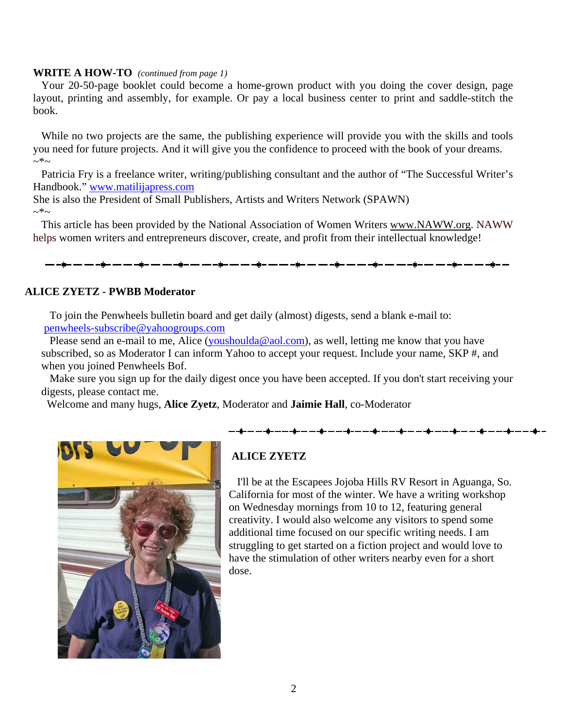**WRITE A HOW-TO** *(continued from page 1)*

Your 20-50-page booklet could become a home-grown product with you doing the cover design, page layout, printing and assembly, for example. Or pay a local business center to print and saddle-stitch the book.

While no two projects are the same, the publishing experience will provide you with the skills and tools you need for future projects. And it will give you the confidence to proceed with the book of your dreams.

~*~

Patricia Fry is a freelance writer, writing/publishing consultant and the author of "The Successful Writer's Handbook." www.matilijapress.com

She is also the President of Small Publishers, Artists and Writers Network (SPAWN)

~*~

This article has been provided by the National Association of Women Writers www.NAWW.org. NAWW helps women writers and entrepreneurs discover, create, and profit from their intellectual knowledge!

---

## ALICE ZYETZ - PWBB Moderator

To join the Penwheels bulletin board and get daily (almost) digests, send a blank e-mail to: penwheels-subscribe@yahoogroups.com

Please send an e-mail to me, Alice (youshoulda@aol.com), as well, letting me know that you have subscribed, so as Moderator I can inform Yahoo to accept your request. Include your name, SKP #, and when you joined Penwheels Bof.

Make sure you sign up for the daily digest once you have been accepted. If you don't start receiving your digests, please contact me.

Welcome and many hugs, **Alice Zyetz**, Moderator and **Jaimie Hall**, co-Moderator

---

## ALICE ZYETZ

I'll be at the Escapees Jojoba Hills RV Resort in Aguanga, So. California for most of the winter. We have a writing workshop on Wednesday mornings from 10 to 12, featuring general creativity. I would also welcome any visitors to spend some additional time focused on our specific writing needs. I am struggling to get started on a fiction project and would love to have the stimulation of other writers nearby even for a short dose.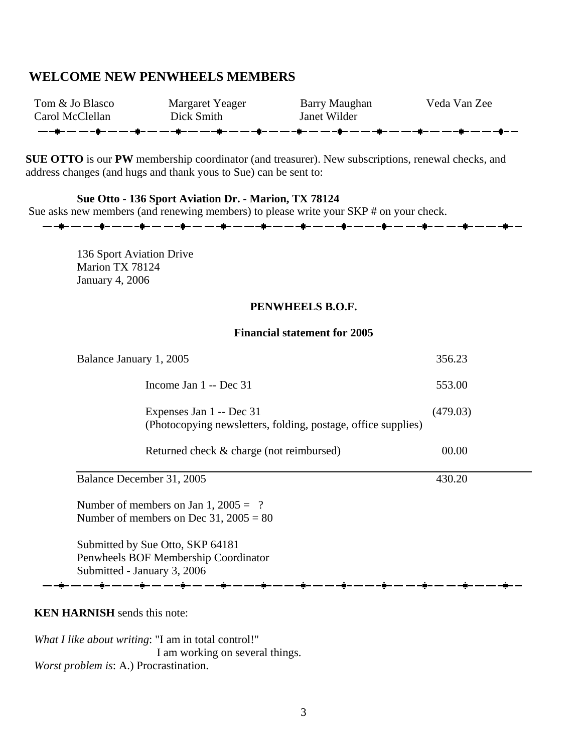## WELCOME NEW PENWHEELS MEMBERS

| | | | |
|---|---|---|---|
| Tom & Jo Blasco | Margaret Yeager | Barry Maughan | Veda Van Zee |
| Carol McClellan | Dick Smith | Janet Wilder | |

---

**SUE OTTO** is our **PW** membership coordinator (and treasurer). New subscriptions, renewal checks, and address changes (and hugs and thank yous to Sue) can be sent to:

**Sue Otto - 136 Sport Aviation Dr. - Marion, TX 78124**

Sue asks new members (and renewing members) to please write your SKP # on your check.

---

136 Sport Aviation Drive
Marion TX 78124
January 4, 2006

**PENWHEELS B.O.F.**

**Financial statement for 2005**

| | |
|---|---|
| Balance January 1, 2005 | 356.23 |
| Income Jan 1 -- Dec 31 | 553.00 |
| Expenses Jan 1 -- Dec 31 (Photocopying newsletters, folding, postage, office supplies) | (479.03) |
| Returned check & charge (not reimbursed) | 00.00 |
| Balance December 31, 2005 | 430.20 |

Number of members on Jan 1, 2005 = ?
Number of members on Dec 31, 2005 = 80

Submitted by Sue Otto, SKP 64181
Penwheels BOF Membership Coordinator
Submitted - January 3, 2006

---

**KEN HARNISH** sends this note:

*What I like about writing*: "I am in total control!"
I am working on several things.
*Worst problem is*: A.) Procrastination.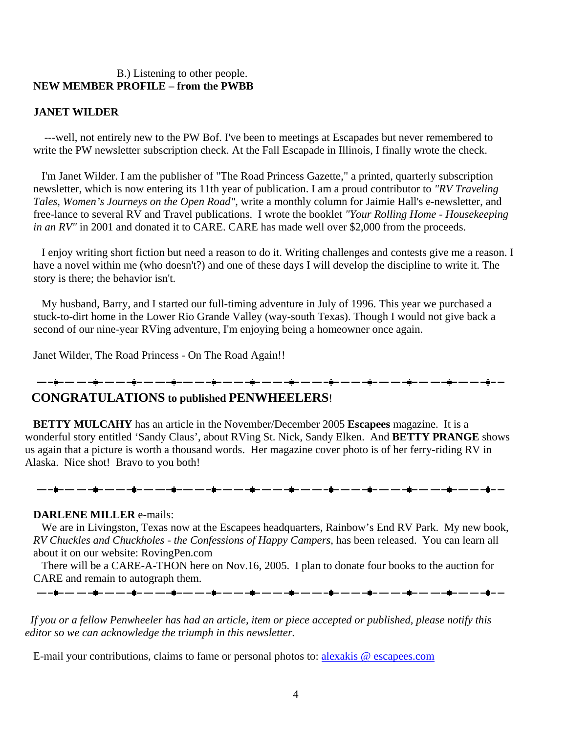B.) Listening to other people.

**NEW MEMBER PROFILE – from the PWBB**

**JANET WILDER**

---well, not entirely new to the PW Bof. I've been to meetings at Escapades but never remembered to write the PW newsletter subscription check. At the Fall Escapade in Illinois, I finally wrote the check.

I'm Janet Wilder. I am the publisher of "The Road Princess Gazette," a printed, quarterly subscription newsletter, which is now entering its 11th year of publication. I am a proud contributor to *"RV Traveling Tales, Women's Journeys on the Open Road"*, write a monthly column for Jaimie Hall's e-newsletter, and free-lance to several RV and Travel publications. I wrote the booklet *"Your Rolling Home - Housekeeping in an RV"* in 2001 and donated it to CARE. CARE has made well over $2,000 from the proceeds.

I enjoy writing short fiction but need a reason to do it. Writing challenges and contests give me a reason. I have a novel within me (who doesn't?) and one of these days I will develop the discipline to write it. The story is there; the behavior isn't.

My husband, Barry, and I started our full-timing adventure in July of 1996. This year we purchased a stuck-to-dirt home in the Lower Rio Grande Valley (way-south Texas). Though I would not give back a second of our nine-year RVing adventure, I'm enjoying being a homeowner once again.

Janet Wilder, The Road Princess - On The Road Again!!

---

## CONGRATULATIONS to published PENWHEELERS!

**BETTY MULCAHY** has an article in the November/December 2005 **Escapees** magazine. It is a wonderful story entitled 'Sandy Claus', about RVing St. Nick, Sandy Elken. And **BETTY PRANGE** shows us again that a picture is worth a thousand words. Her magazine cover photo is of her ferry-riding RV in Alaska. Nice shot! Bravo to you both!

---

**DARLENE MILLER** e-mails:

We are in Livingston, Texas now at the Escapees headquarters, Rainbow's End RV Park. My new book, *RV Chuckles and Chuckholes - the Confessions of Happy Campers*, has been released. You can learn all about it on our website: RovingPen.com

There will be a CARE-A-THON here on Nov.16, 2005. I plan to donate four books to the auction for CARE and remain to autograph them.

---

*If you or a fellow Penwheeler has had an article, item or piece accepted or published, please notify this editor so we can acknowledge the triumph in this newsletter.*

E-mail your contributions, claims to fame or personal photos to: alexakis @ escapees.com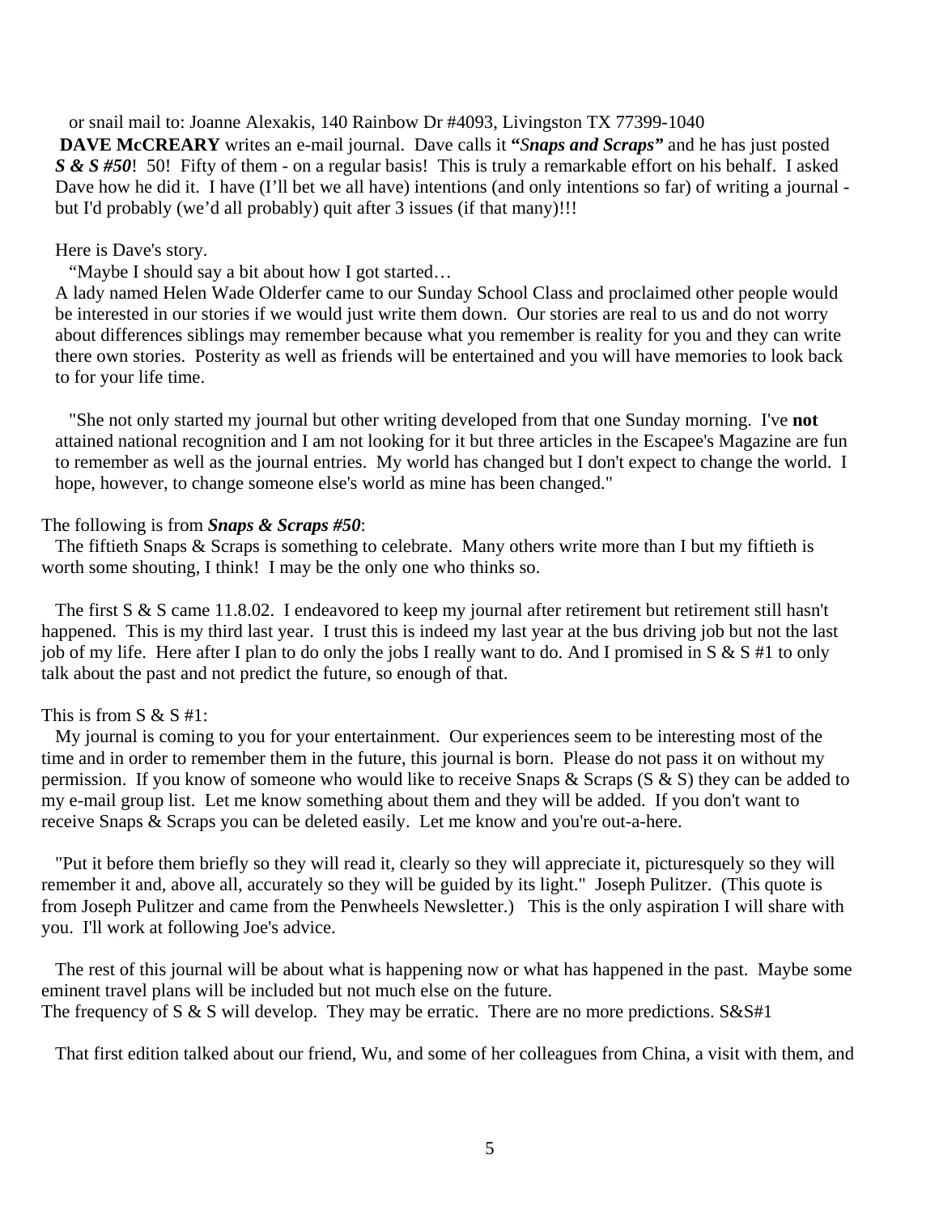or snail mail to: Joanne Alexakis, 140 Rainbow Dr #4093, Livingston TX 77399-1040

**DAVE McCREARY** writes an e-mail journal. Dave calls it **"*Snaps and Scraps*"** and he has just posted ***S & S #50***! 50! Fifty of them - on a regular basis! This is truly a remarkable effort on his behalf. I asked Dave how he did it. I have (I'll bet we all have) intentions (and only intentions so far) of writing a journal - but I'd probably (we'd all probably) quit after 3 issues (if that many)!!!

Here is Dave's story.

"Maybe I should say a bit about how I got started…

A lady named Helen Wade Olderfer came to our Sunday School Class and proclaimed other people would be interested in our stories if we would just write them down. Our stories are real to us and do not worry about differences siblings may remember because what you remember is reality for you and they can write there own stories. Posterity as well as friends will be entertained and you will have memories to look back to for your life time.

"She not only started my journal but other writing developed from that one Sunday morning. I've **not** attained national recognition and I am not looking for it but three articles in the Escapee's Magazine are fun to remember as well as the journal entries. My world has changed but I don't expect to change the world. I hope, however, to change someone else's world as mine has been changed."

The following is from ***Snaps & Scraps #50***:

The fiftieth Snaps & Scraps is something to celebrate. Many others write more than I but my fiftieth is worth some shouting, I think! I may be the only one who thinks so.

The first S & S came 11.8.02. I endeavored to keep my journal after retirement but retirement still hasn't happened. This is my third last year. I trust this is indeed my last year at the bus driving job but not the last job of my life. Here after I plan to do only the jobs I really want to do. And I promised in S & S #1 to only talk about the past and not predict the future, so enough of that.

This is from S & S #1:

My journal is coming to you for your entertainment. Our experiences seem to be interesting most of the time and in order to remember them in the future, this journal is born. Please do not pass it on without my permission. If you know of someone who would like to receive Snaps & Scraps (S & S) they can be added to my e-mail group list. Let me know something about them and they will be added. If you don't want to receive Snaps & Scraps you can be deleted easily. Let me know and you're out-a-here.

"Put it before them briefly so they will read it, clearly so they will appreciate it, picturesquely so they will remember it and, above all, accurately so they will be guided by its light." Joseph Pulitzer. (This quote is from Joseph Pulitzer and came from the Penwheels Newsletter.) This is the only aspiration I will share with you. I'll work at following Joe's advice.

The rest of this journal will be about what is happening now or what has happened in the past. Maybe some eminent travel plans will be included but not much else on the future.
The frequency of S & S will develop. They may be erratic. There are no more predictions. S&S#1

That first edition talked about our friend, Wu, and some of her colleagues from China, a visit with them, and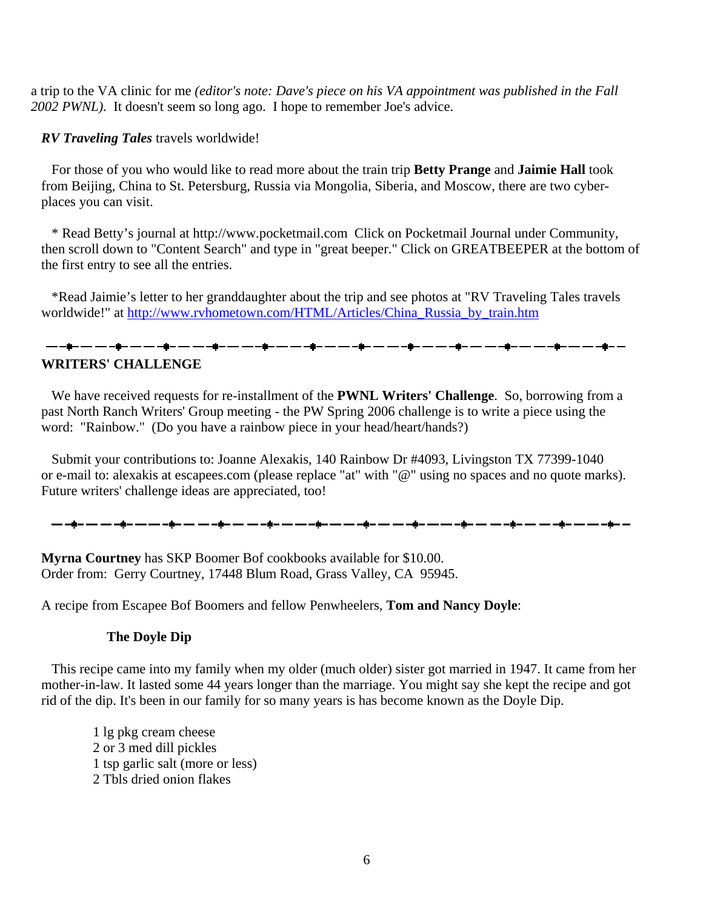a trip to the VA clinic for me *(editor's note: Dave's piece on his VA appointment was published in the Fall 2002 PWNL).* It doesn't seem so long ago. I hope to remember Joe's advice.

***RV Traveling Tales*** travels worldwide!

For those of you who would like to read more about the train trip **Betty Prange** and **Jaimie Hall** took from Beijing, China to St. Petersburg, Russia via Mongolia, Siberia, and Moscow, there are two cyber-places you can visit.

* Read Betty's journal at http://www.pocketmail.com Click on Pocketmail Journal under Community, then scroll down to "Content Search" and type in "great beeper." Click on GREATBEEPER at the bottom of the first entry to see all the entries.

*Read Jaimie's letter to her granddaughter about the trip and see photos at "RV Traveling Tales travels worldwide!" at http://www.rvhometown.com/HTML/Articles/China_Russia_by_train.htm

---

**WRITERS' CHALLENGE**

We have received requests for re-installment of the **PWNL Writers' Challenge**. So, borrowing from a past North Ranch Writers' Group meeting - the PW Spring 2006 challenge is to write a piece using the word: "Rainbow." (Do you have a rainbow piece in your head/heart/hands?)

Submit your contributions to: Joanne Alexakis, 140 Rainbow Dr #4093, Livingston TX 77399-1040 or e-mail to: alexakis at escapees.com (please replace "at" with "@" using no spaces and no quote marks). Future writers' challenge ideas are appreciated, too!

---

**Myrna Courtney** has SKP Boomer Bof cookbooks available for $10.00.
Order from: Gerry Courtney, 17448 Blum Road, Grass Valley, CA 95945.

A recipe from Escapee Bof Boomers and fellow Penwheelers, **Tom and Nancy Doyle**:

**The Doyle Dip**

This recipe came into my family when my older (much older) sister got married in 1947. It came from her mother-in-law. It lasted some 44 years longer than the marriage. You might say she kept the recipe and got rid of the dip. It's been in our family for so many years is has become known as the Doyle Dip.

1 lg pkg cream cheese
2 or 3 med dill pickles
1 tsp garlic salt (more or less)
2 Tbls dried onion flakes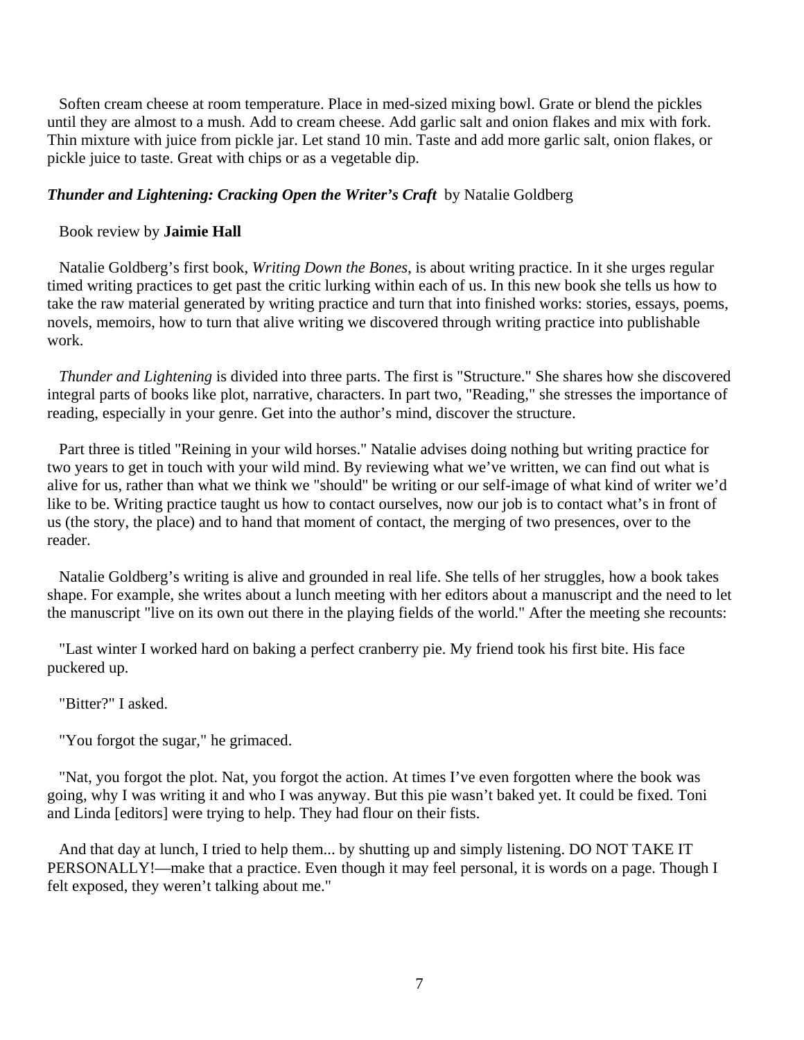Soften cream cheese at room temperature. Place in med-sized mixing bowl. Grate or blend the pickles until they are almost to a mush. Add to cream cheese. Add garlic salt and onion flakes and mix with fork. Thin mixture with juice from pickle jar. Let stand 10 min. Taste and add more garlic salt, onion flakes, or pickle juice to taste. Great with chips or as a vegetable dip.

***Thunder and Lightening: Cracking Open the Writer's Craft*** by Natalie Goldberg

Book review by **Jaimie Hall**

Natalie Goldberg's first book, *Writing Down the Bones*, is about writing practice. In it she urges regular timed writing practices to get past the critic lurking within each of us. In this new book she tells us how to take the raw material generated by writing practice and turn that into finished works: stories, essays, poems, novels, memoirs, how to turn that alive writing we discovered through writing practice into publishable work.

*Thunder and Lightening* is divided into three parts. The first is "Structure." She shares how she discovered integral parts of books like plot, narrative, characters. In part two, "Reading," she stresses the importance of reading, especially in your genre. Get into the author's mind, discover the structure.

Part three is titled "Reining in your wild horses." Natalie advises doing nothing but writing practice for two years to get in touch with your wild mind. By reviewing what we've written, we can find out what is alive for us, rather than what we think we "should" be writing or our self-image of what kind of writer we'd like to be. Writing practice taught us how to contact ourselves, now our job is to contact what's in front of us (the story, the place) and to hand that moment of contact, the merging of two presences, over to the reader.

Natalie Goldberg's writing is alive and grounded in real life. She tells of her struggles, how a book takes shape. For example, she writes about a lunch meeting with her editors about a manuscript and the need to let the manuscript "live on its own out there in the playing fields of the world." After the meeting she recounts:

"Last winter I worked hard on baking a perfect cranberry pie. My friend took his first bite. His face puckered up.

"Bitter?" I asked.

"You forgot the sugar," he grimaced.

"Nat, you forgot the plot. Nat, you forgot the action. At times I've even forgotten where the book was going, why I was writing it and who I was anyway. But this pie wasn't baked yet. It could be fixed. Toni and Linda [editors] were trying to help. They had flour on their fists.

And that day at lunch, I tried to help them... by shutting up and simply listening. DO NOT TAKE IT PERSONALLY!—make that a practice. Even though it may feel personal, it is words on a page. Though I felt exposed, they weren't talking about me."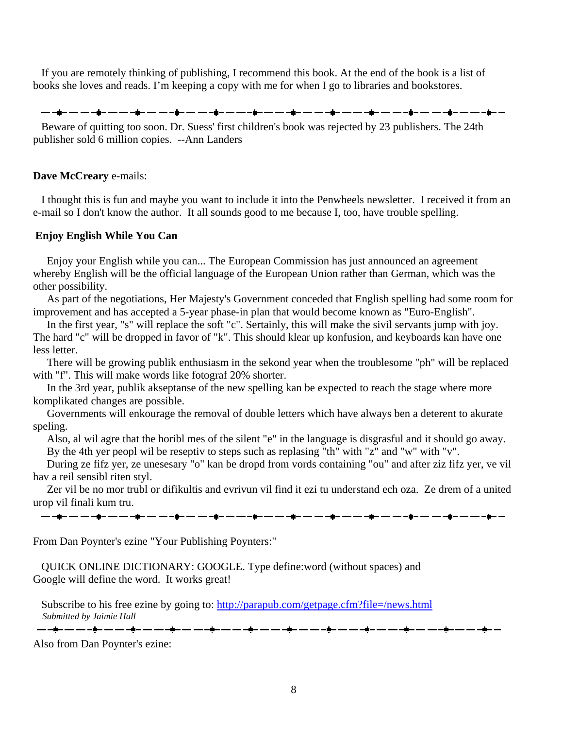If you are remotely thinking of publishing, I recommend this book. At the end of the book is a list of books she loves and reads. I'm keeping a copy with me for when I go to libraries and bookstores.

---

Beware of quitting too soon. Dr. Suess' first children's book was rejected by 23 publishers. The 24th publisher sold 6 million copies. --Ann Landers

**Dave McCreary** e-mails:

I thought this is fun and maybe you want to include it into the Penwheels newsletter. I received it from an e-mail so I don't know the author. It all sounds good to me because I, too, have trouble spelling.

**Enjoy English While You Can**

Enjoy your English while you can... The European Commission has just announced an agreement whereby English will be the official language of the European Union rather than German, which was the other possibility.

As part of the negotiations, Her Majesty's Government conceded that English spelling had some room for improvement and has accepted a 5-year phase-in plan that would become known as "Euro-English".

In the first year, "s" will replace the soft "c". Sertainly, this will make the sivil servants jump with joy. The hard "c" will be dropped in favor of "k". This should klear up konfusion, and keyboards kan have one less letter.

There will be growing publik enthusiasm in the sekond year when the troublesome "ph" will be replaced with "f". This will make words like fotograf 20% shorter.

In the 3rd year, publik akseptanse of the new spelling kan be expected to reach the stage where more komplikated changes are possible.

Governments will enkourage the removal of double letters which have always ben a deterent to akurate speling.

Also, al wil agre that the horibl mes of the silent "e" in the language is disgrasful and it should go away.

By the 4th yer peopl wil be reseptiv to steps such as replasing "th" with "z" and "w" with "v".

During ze fifz yer, ze unesesary "o" kan be dropd from vords containing "ou" and after ziz fifz yer, ve vil hav a reil sensibl riten styl.

Zer vil be no mor trubl or difikultis and evrivun vil find it ezi tu understand ech oza. Ze drem of a united urop vil finali kum tru.

---

From Dan Poynter's ezine "Your Publishing Poynters:"

QUICK ONLINE DICTIONARY: GOOGLE. Type define:word (without spaces) and Google will define the word. It works great!

Subscribe to his free ezine by going to: http://parapub.com/getpage.cfm?file=/news.html
*Submitted by Jaimie Hall*

---

Also from Dan Poynter's ezine: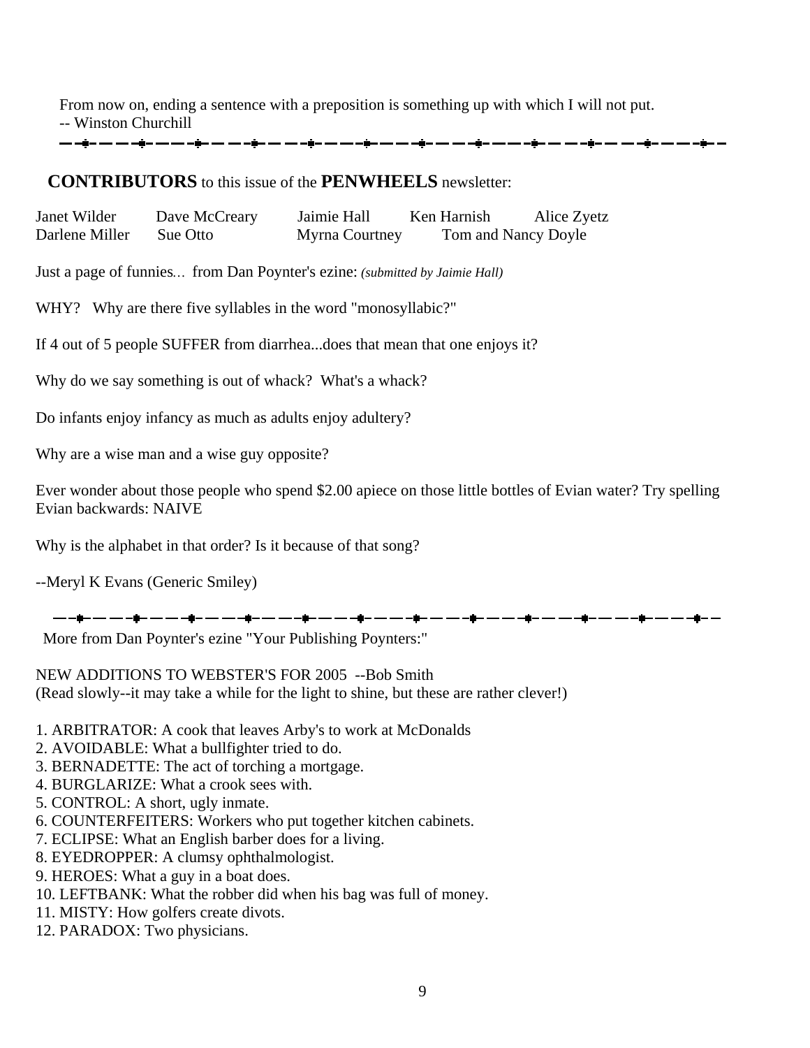From now on, ending a sentence with a preposition is something up with which I will not put.
-- Winston Churchill

---

**CONTRIBUTORS** to this issue of the **PENWHEELS** newsletter:

| | | | | |
|---|---|---|---|---|
| Janet Wilder | Dave McCreary | Jaimie Hall | Ken Harnish | Alice Zyetz |
| Darlene Miller | Sue Otto | Myrna Courtney | Tom and Nancy Doyle | |

Just a page of funnies… from Dan Poynter's ezine: *(submitted by Jaimie Hall)*

WHY? Why are there five syllables in the word "monosyllabic?"

If 4 out of 5 people SUFFER from diarrhea...does that mean that one enjoys it?

Why do we say something is out of whack? What's a whack?

Do infants enjoy infancy as much as adults enjoy adultery?

Why are a wise man and a wise guy opposite?

Ever wonder about those people who spend $2.00 apiece on those little bottles of Evian water? Try spelling Evian backwards: NAIVE

Why is the alphabet in that order? Is it because of that song?

--Meryl K Evans (Generic Smiley)

---

More from Dan Poynter's ezine "Your Publishing Poynters:"

NEW ADDITIONS TO WEBSTER'S FOR 2005 --Bob Smith
(Read slowly--it may take a while for the light to shine, but these are rather clever!)

1. ARBITRATOR: A cook that leaves Arby's to work at McDonalds
2. AVOIDABLE: What a bullfighter tried to do.
3. BERNADETTE: The act of torching a mortgage.
4. BURGLARIZE: What a crook sees with.
5. CONTROL: A short, ugly inmate.
6. COUNTERFEITERS: Workers who put together kitchen cabinets.
7. ECLIPSE: What an English barber does for a living.
8. EYEDROPPER: A clumsy ophthalmologist.
9. HEROES: What a guy in a boat does.
10. LEFTBANK: What the robber did when his bag was full of money.
11. MISTY: How golfers create divots.
12. PARADOX: Two physicians.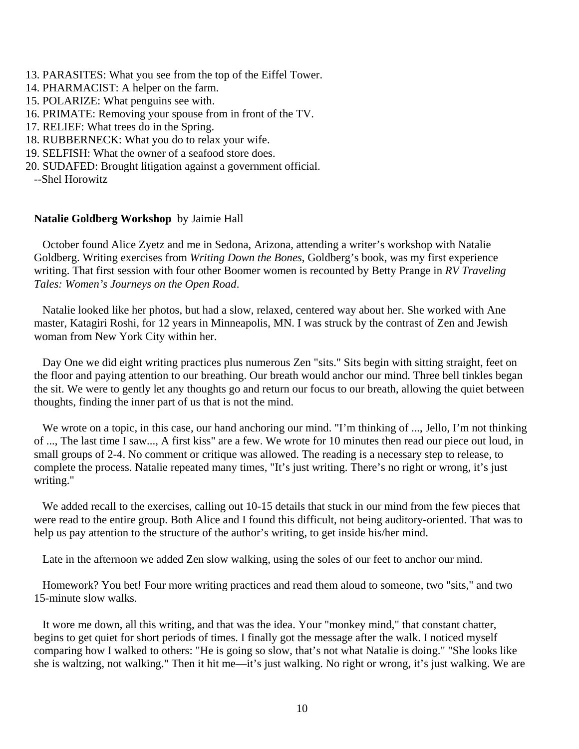13. PARASITES: What you see from the top of the Eiffel Tower.
14. PHARMACIST: A helper on the farm.
15. POLARIZE: What penguins see with.
16. PRIMATE: Removing your spouse from in front of the TV.
17. RELIEF: What trees do in the Spring.
18. RUBBERNECK: What you do to relax your wife.
19. SELFISH: What the owner of a seafood store does.
20. SUDAFED: Brought litigation against a government official.

--Shel Horowitz

**Natalie Goldberg Workshop** by Jaimie Hall

October found Alice Zyetz and me in Sedona, Arizona, attending a writer's workshop with Natalie Goldberg. Writing exercises from *Writing Down the Bones*, Goldberg's book, was my first experience writing. That first session with four other Boomer women is recounted by Betty Prange in *RV Traveling Tales: Women's Journeys on the Open Road*.

Natalie looked like her photos, but had a slow, relaxed, centered way about her. She worked with Ane master, Katagiri Roshi, for 12 years in Minneapolis, MN. I was struck by the contrast of Zen and Jewish woman from New York City within her.

Day One we did eight writing practices plus numerous Zen "sits." Sits begin with sitting straight, feet on the floor and paying attention to our breathing. Our breath would anchor our mind. Three bell tinkles began the sit. We were to gently let any thoughts go and return our focus to our breath, allowing the quiet between thoughts, finding the inner part of us that is not the mind.

We wrote on a topic, in this case, our hand anchoring our mind. "I'm thinking of ..., Jello, I'm not thinking of ..., The last time I saw..., A first kiss" are a few. We wrote for 10 minutes then read our piece out loud, in small groups of 2-4. No comment or critique was allowed. The reading is a necessary step to release, to complete the process. Natalie repeated many times, "It's just writing. There's no right or wrong, it's just writing."

We added recall to the exercises, calling out 10-15 details that stuck in our mind from the few pieces that were read to the entire group. Both Alice and I found this difficult, not being auditory-oriented. That was to help us pay attention to the structure of the author's writing, to get inside his/her mind.

Late in the afternoon we added Zen slow walking, using the soles of our feet to anchor our mind.

Homework? You bet! Four more writing practices and read them aloud to someone, two "sits," and two 15-minute slow walks.

It wore me down, all this writing, and that was the idea. Your "monkey mind," that constant chatter, begins to get quiet for short periods of times. I finally got the message after the walk. I noticed myself comparing how I walked to others: "He is going so slow, that's not what Natalie is doing." "She looks like she is waltzing, not walking." Then it hit me—it's just walking. No right or wrong, it's just walking. We are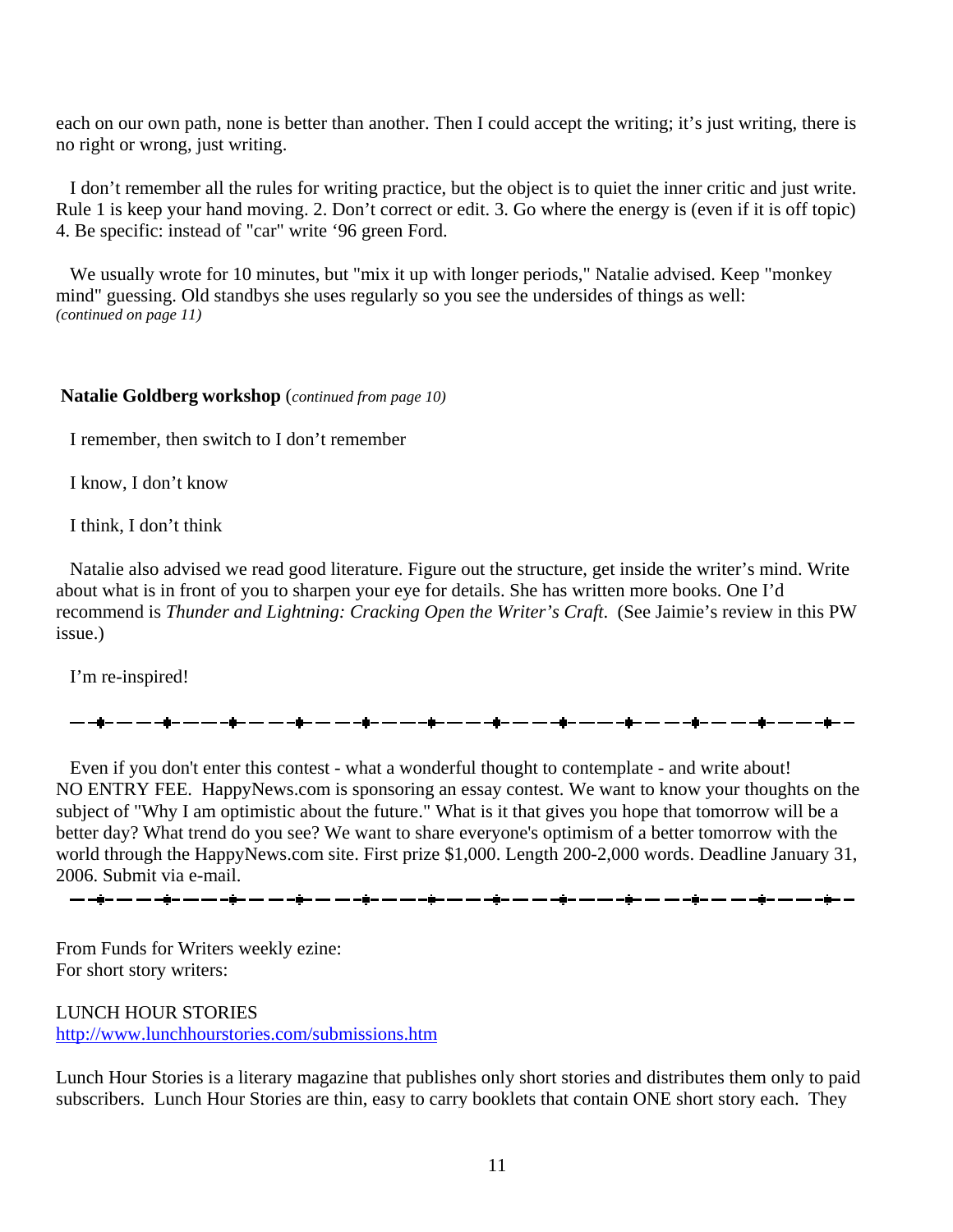each on our own path, none is better than another. Then I could accept the writing; it's just writing, there is no right or wrong, just writing.

I don't remember all the rules for writing practice, but the object is to quiet the inner critic and just write. Rule 1 is keep your hand moving. 2. Don't correct or edit. 3. Go where the energy is (even if it is off topic) 4. Be specific: instead of "car" write '96 green Ford.

We usually wrote for 10 minutes, but "mix it up with longer periods," Natalie advised. Keep "monkey mind" guessing. Old standbys she uses regularly so you see the undersides of things as well:
*(continued on page 11)*

**Natalie Goldberg workshop** (*continued from page 10)*

I remember, then switch to I don't remember

I know, I don't know

I think, I don't think

Natalie also advised we read good literature. Figure out the structure, get inside the writer's mind. Write about what is in front of you to sharpen your eye for details. She has written more books. One I'd recommend is *Thunder and Lightning: Cracking Open the Writer's Craft*. (See Jaimie's review in this PW issue.)

I'm re-inspired!

---

Even if you don't enter this contest - what a wonderful thought to contemplate - and write about! NO ENTRY FEE. HappyNews.com is sponsoring an essay contest. We want to know your thoughts on the subject of "Why I am optimistic about the future." What is it that gives you hope that tomorrow will be a better day? What trend do you see? We want to share everyone's optimism of a better tomorrow with the world through the HappyNews.com site. First prize $1,000. Length 200-2,000 words. Deadline January 31, 2006. Submit via e-mail.

---

From Funds for Writers weekly ezine:
For short story writers:

LUNCH HOUR STORIES
http://www.lunchhourstories.com/submissions.htm

Lunch Hour Stories is a literary magazine that publishes only short stories and distributes them only to paid subscribers. Lunch Hour Stories are thin, easy to carry booklets that contain ONE short story each. They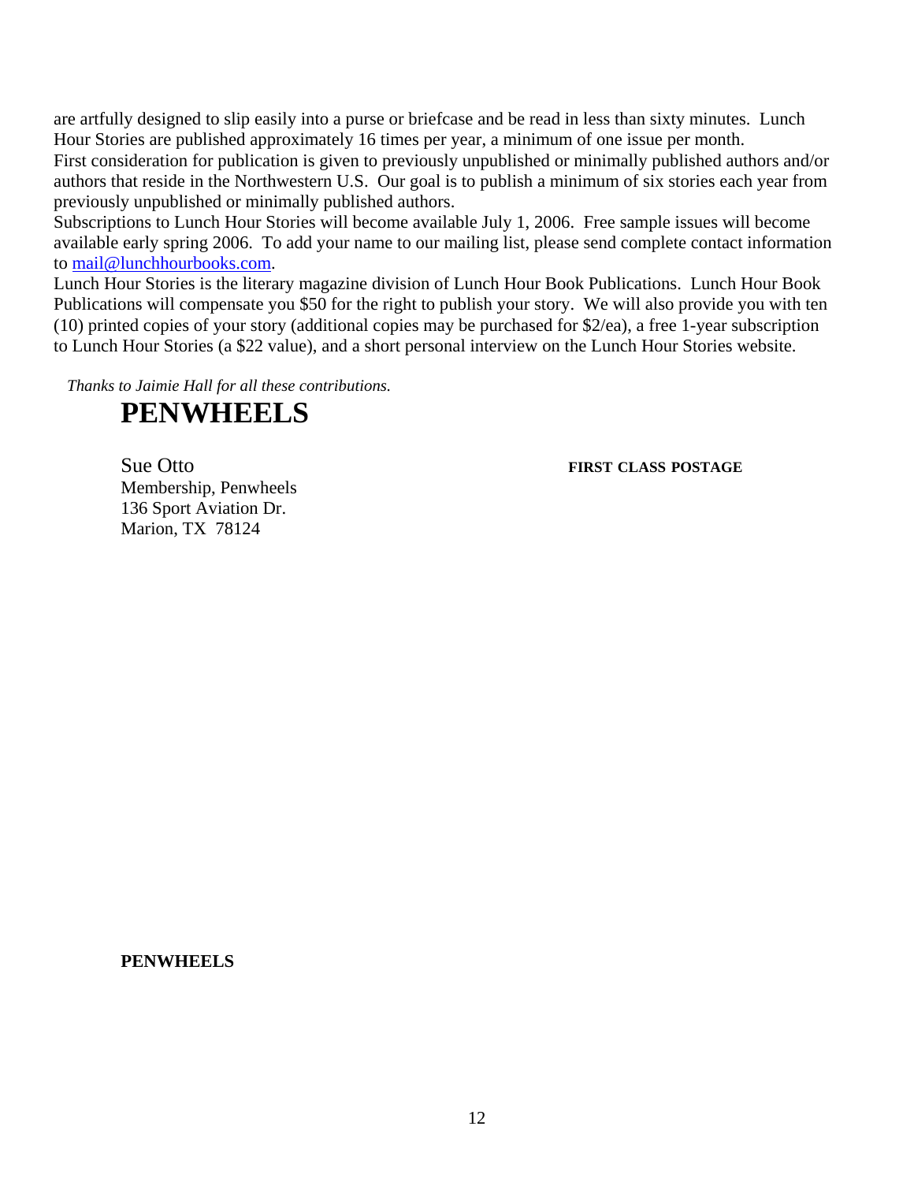are artfully designed to slip easily into a purse or briefcase and be read in less than sixty minutes. Lunch Hour Stories are published approximately 16 times per year, a minimum of one issue per month.

First consideration for publication is given to previously unpublished or minimally published authors and/or authors that reside in the Northwestern U.S. Our goal is to publish a minimum of six stories each year from previously unpublished or minimally published authors.

Subscriptions to Lunch Hour Stories will become available July 1, 2006. Free sample issues will become available early spring 2006. To add your name to our mailing list, please send complete contact information to mail@lunchhourbooks.com.

Lunch Hour Stories is the literary magazine division of Lunch Hour Book Publications. Lunch Hour Book Publications will compensate you $50 for the right to publish your story. We will also provide you with ten (10) printed copies of your story (additional copies may be purchased for $2/ea), a free 1-year subscription to Lunch Hour Stories (a $22 value), and a short personal interview on the Lunch Hour Stories website.

*Thanks to Jaimie Hall for all these contributions.*

# PENWHEELS

Sue Otto
Membership, Penwheels
136 Sport Aviation Dr.
Marion, TX 78124

**FIRST CLASS POSTAGE**

**PENWHEELS**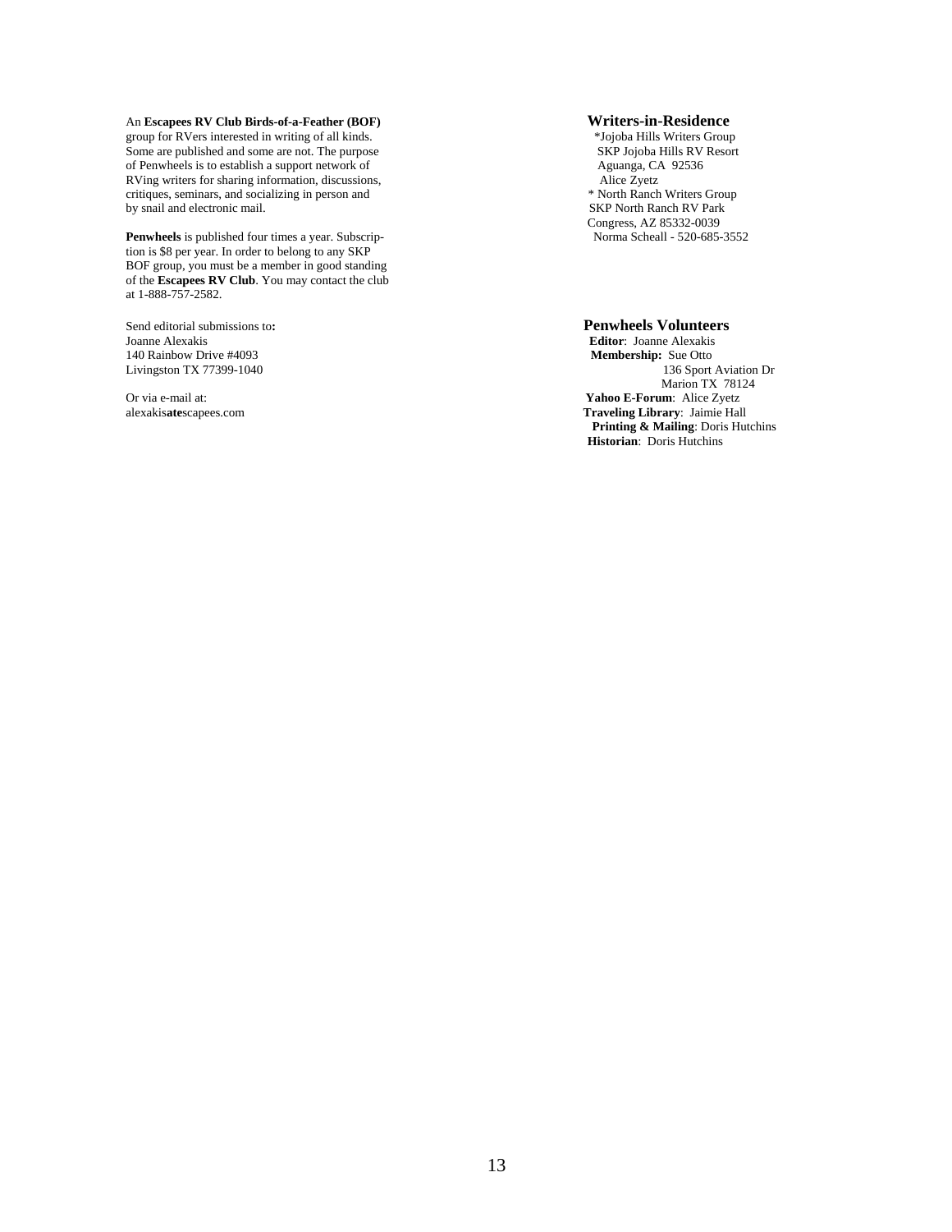An **Escapees RV Club Birds-of-a-Feather (BOF)** group for RVers interested in writing of all kinds. Some are published and some are not. The purpose of Penwheels is to establish a support network of RVing writers for sharing information, discussions, critiques, seminars, and socializing in person and by snail and electronic mail.

**Penwheels** is published four times a year. Subscription is $8 per year. In order to belong to any SKP BOF group, you must be a member in good standing of the **Escapees RV Club**. You may contact the club at 1-888-757-2582.

Send editorial submissions to**:**
Joanne Alexakis
140 Rainbow Drive #4093
Livingston TX 77399-1040

Or via e-mail at:
alexakis**at**escapees.com

## Writers-in-Residence

*Jojoba Hills Writers Group
SKP Jojoba Hills RV Resort
Aguanga, CA 92536
Alice Zyetz

* North Ranch Writers Group
SKP North Ranch RV Park
Congress, AZ 85332-0039
Norma Scheall - 520-685-3552

## Penwheels Volunteers

**Editor**: Joanne Alexakis
**Membership:** Sue Otto
136 Sport Aviation Dr
Marion TX 78124
**Yahoo E-Forum**: Alice Zyetz
**Traveling Library**: Jaimie Hall
**Printing & Mailing**: Doris Hutchins
**Historian**: Doris Hutchins